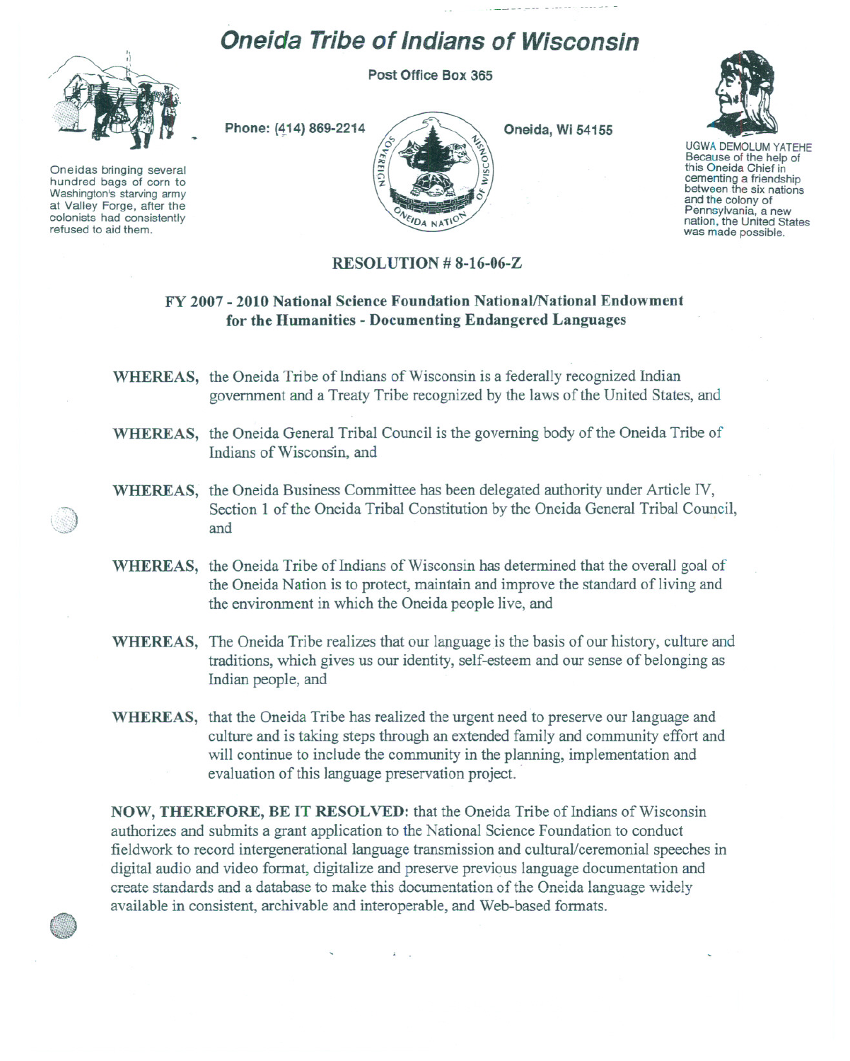# Oneida Tribe of Indians of Wisconsin

Post Office Box 365

Phone: (414) 869-2214

Oneida, Wi 54155

Oneidas bringing several hundred bags of corn to Washington's starving army at Valley Forge, after the colonists had consistently refused to aid them.

UGWA DEMOLUM YATEHE
Because of the help of this Oneida Chief in cementing a friendship between the six nations and the colony of Pennsylvania, a new nation, the United States was made possible.

## RESOLUTION # 8-16-06-Z

### FY 2007 - 2010 National Science Foundation National/National Endowment for the Humanities - Documenting Endangered Languages

**WHEREAS,** the Oneida Tribe of Indians of Wisconsin is a federally recognized Indian government and a Treaty Tribe recognized by the laws of the United States, and

**WHEREAS,** the Oneida General Tribal Council is the governing body of the Oneida Tribe of Indians of Wisconsin, and

**WHEREAS,** the Oneida Business Committee has been delegated authority under Article IV, Section 1 of the Oneida Tribal Constitution by the Oneida General Tribal Council, and

**WHEREAS,** the Oneida Tribe of Indians of Wisconsin has determined that the overall goal of the Oneida Nation is to protect, maintain and improve the standard of living and the environment in which the Oneida people live, and

**WHEREAS,** The Oneida Tribe realizes that our language is the basis of our history, culture and traditions, which gives us our identity, self-esteem and our sense of belonging as Indian people, and

**WHEREAS,** that the Oneida Tribe has realized the urgent need to preserve our language and culture and is taking steps through an extended family and community effort and will continue to include the community in the planning, implementation and evaluation of this language preservation project.

**NOW, THEREFORE, BE IT RESOLVED:** that the Oneida Tribe of Indians of Wisconsin authorizes and submits a grant application to the National Science Foundation to conduct fieldwork to record intergenerational language transmission and cultural/ceremonial speeches in digital audio and video format, digitalize and preserve previous language documentation and create standards and a database to make this documentation of the Oneida language widely available in consistent, archivable and interoperable, and Web-based formats.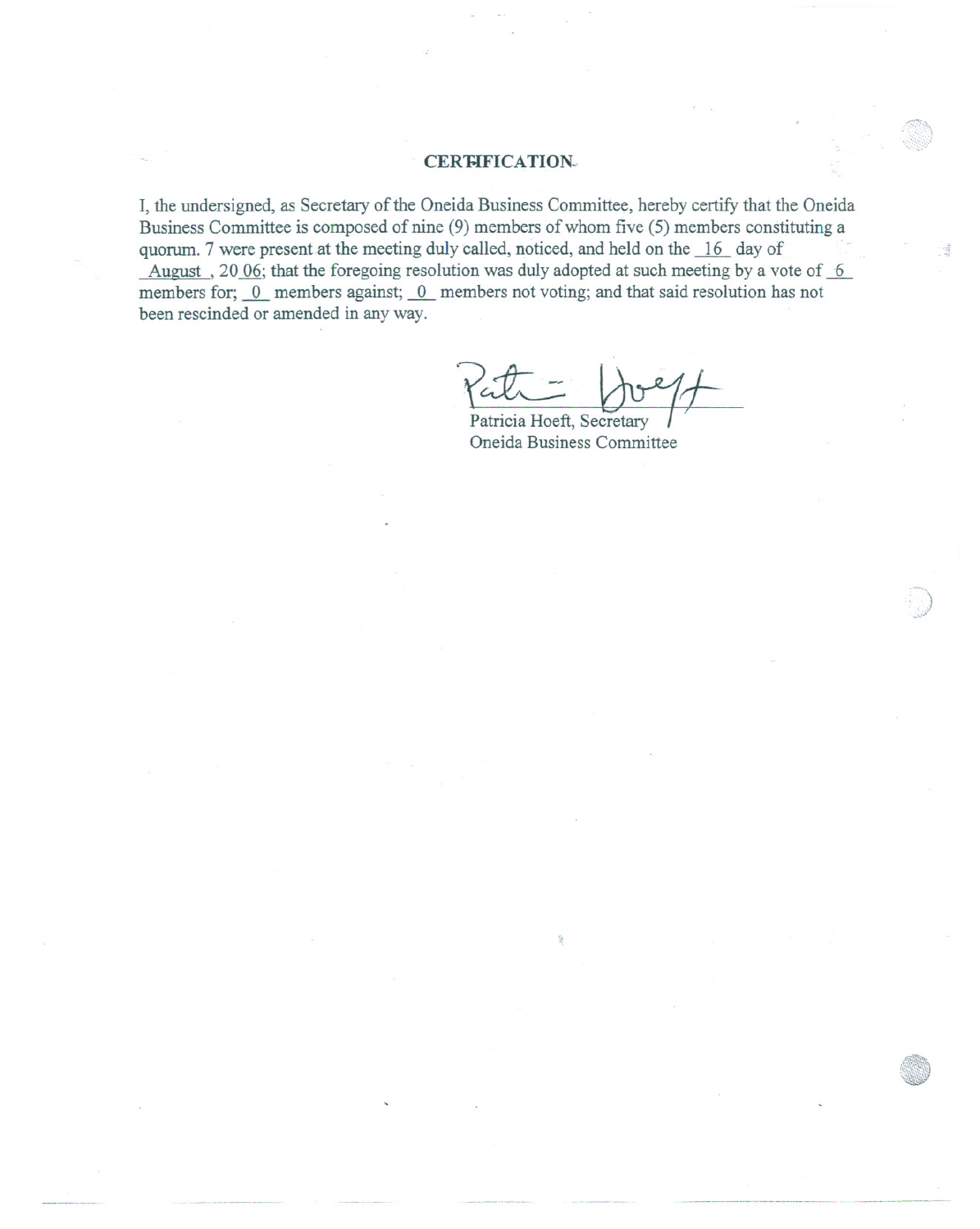## CERTIFICATION

I, the undersigned, as Secretary of the Oneida Business Committee, hereby certify that the Oneida Business Committee is composed of nine (9) members of whom five (5) members constituting a quorum. 7 were present at the meeting duly called, noticed, and held on the 16 day of August , 20 06; that the foregoing resolution was duly adopted at such meeting by a vote of 6 members for; 0 members against; 0 members not voting; and that said resolution has not been rescinded or amended in any way.

Patricia Hoeft, Secretary
Oneida Business Committee